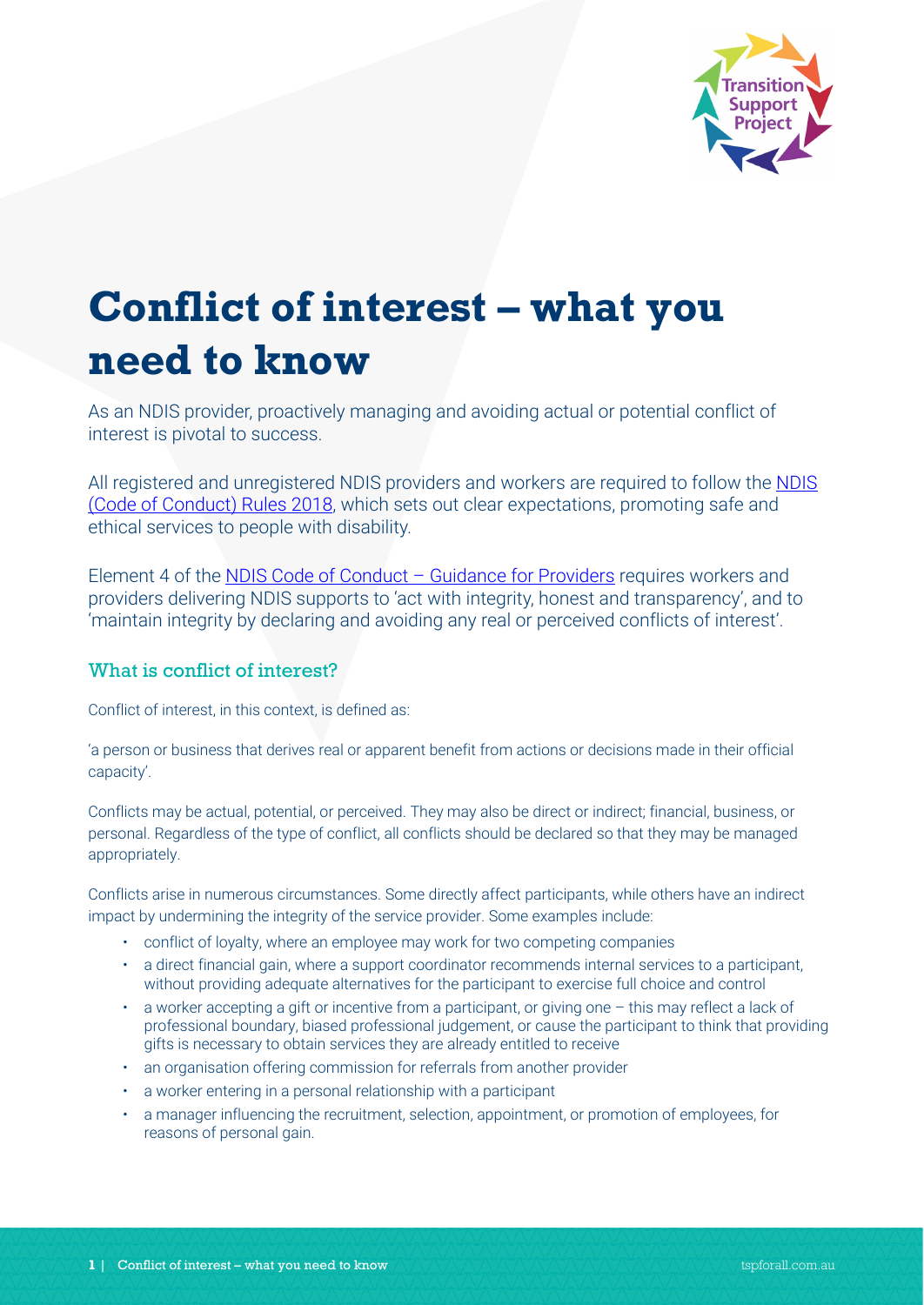# Conflict of interest – what you need to know

As an NDIS provider, proactively managing and avoiding actual or potential conflict of interest is pivotal to success.

All registered and unregistered NDIS providers and workers are required to follow the NDIS (Code of Conduct) Rules 2018, which sets out clear expectations, promoting safe and ethical services to people with disability.

Element 4 of the NDIS Code of Conduct – Guidance for Providers requires workers and providers delivering NDIS supports to 'act with integrity, honest and transparency', and to 'maintain integrity by declaring and avoiding any real or perceived conflicts of interest'.

## What is conflict of interest?

Conflict of interest, in this context, is defined as:

'a person or business that derives real or apparent benefit from actions or decisions made in their official capacity'.

Conflicts may be actual, potential, or perceived. They may also be direct or indirect; financial, business, or personal. Regardless of the type of conflict, all conflicts should be declared so that they may be managed appropriately.

Conflicts arise in numerous circumstances. Some directly affect participants, while others have an indirect impact by undermining the integrity of the service provider. Some examples include:

- conflict of loyalty, where an employee may work for two competing companies
- a direct financial gain, where a support coordinator recommends internal services to a participant, without providing adequate alternatives for the participant to exercise full choice and control
- a worker accepting a gift or incentive from a participant, or giving one – this may reflect a lack of professional boundary, biased professional judgement, or cause the participant to think that providing gifts is necessary to obtain services they are already entitled to receive
- an organisation offering commission for referrals from another provider
- a worker entering in a personal relationship with a participant
- a manager influencing the recruitment, selection, appointment, or promotion of employees, for reasons of personal gain.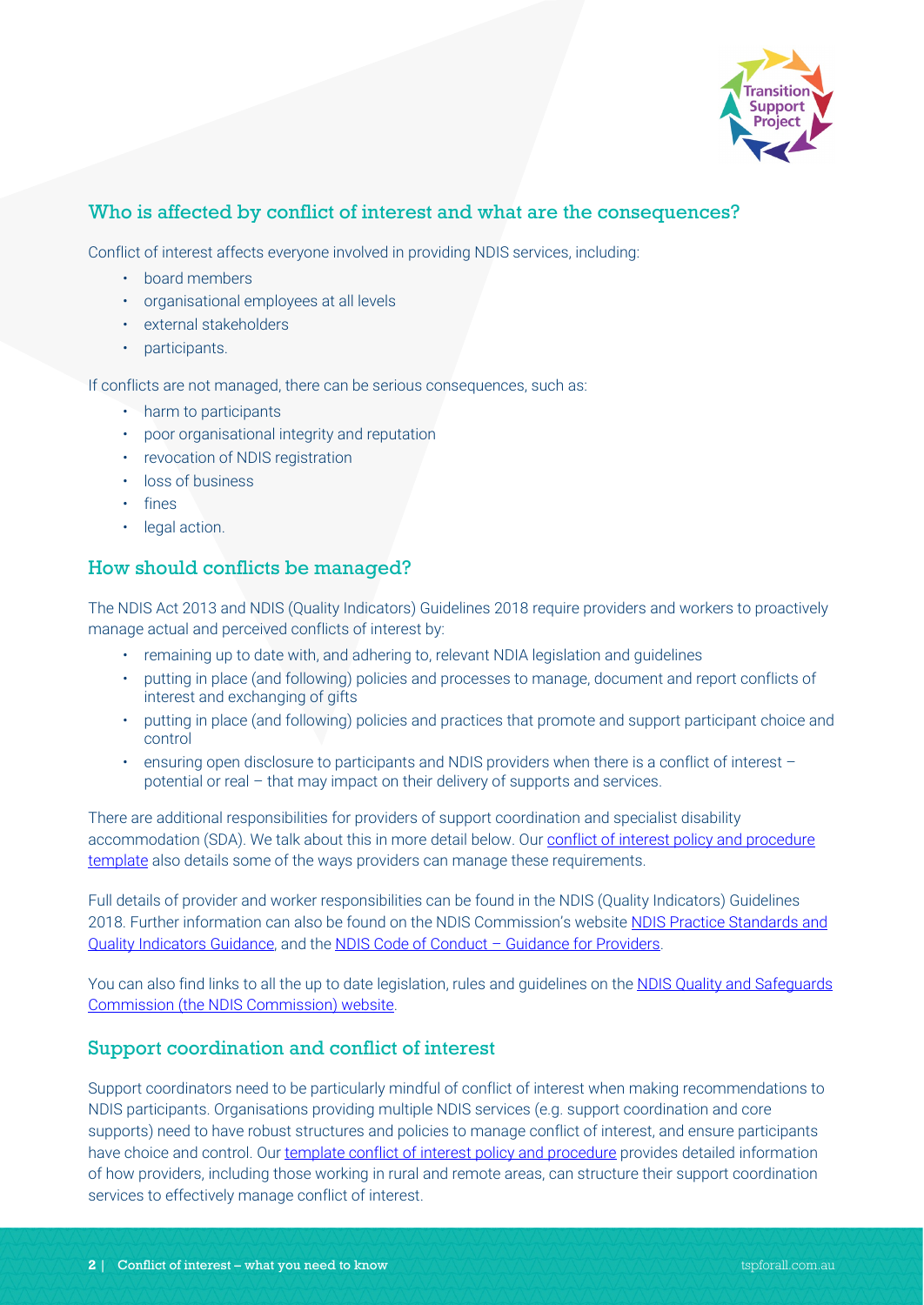## Who is affected by conflict of interest and what are the consequences?

Conflict of interest affects everyone involved in providing NDIS services, including:

- board members
- organisational employees at all levels
- external stakeholders
- participants.

If conflicts are not managed, there can be serious consequences, such as:

- harm to participants
- poor organisational integrity and reputation
- revocation of NDIS registration
- loss of business
- fines
- legal action.

## How should conflicts be managed?

The NDIS Act 2013 and NDIS (Quality Indicators) Guidelines 2018 require providers and workers to proactively manage actual and perceived conflicts of interest by:

- remaining up to date with, and adhering to, relevant NDIA legislation and guidelines
- putting in place (and following) policies and processes to manage, document and report conflicts of interest and exchanging of gifts
- putting in place (and following) policies and practices that promote and support participant choice and control
- ensuring open disclosure to participants and NDIS providers when there is a conflict of interest – potential or real – that may impact on their delivery of supports and services.

There are additional responsibilities for providers of support coordination and specialist disability accommodation (SDA). We talk about this in more detail below. Our conflict of interest policy and procedure template also details some of the ways providers can manage these requirements.

Full details of provider and worker responsibilities can be found in the NDIS (Quality Indicators) Guidelines 2018. Further information can also be found on the NDIS Commission's website NDIS Practice Standards and Quality Indicators Guidance, and the NDIS Code of Conduct – Guidance for Providers.

You can also find links to all the up to date legislation, rules and guidelines on the NDIS Quality and Safeguards Commission (the NDIS Commission) website.

## Support coordination and conflict of interest

Support coordinators need to be particularly mindful of conflict of interest when making recommendations to NDIS participants. Organisations providing multiple NDIS services (e.g. support coordination and core supports) need to have robust structures and policies to manage conflict of interest, and ensure participants have choice and control. Our template conflict of interest policy and procedure provides detailed information of how providers, including those working in rural and remote areas, can structure their support coordination services to effectively manage conflict of interest.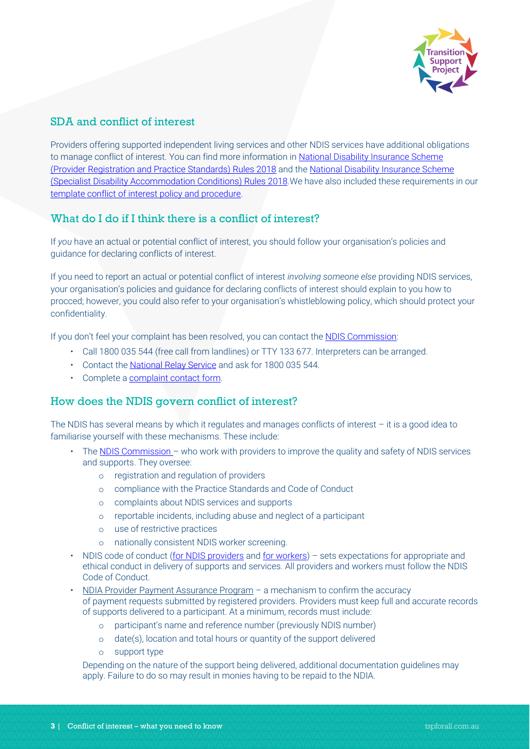## SDA and conflict of interest

Providers offering supported independent living services and other NDIS services have additional obligations to manage conflict of interest. You can find more information in National Disability Insurance Scheme (Provider Registration and Practice Standards) Rules 2018 and the National Disability Insurance Scheme (Specialist Disability Accommodation Conditions) Rules 2018.We have also included these requirements in our template conflict of interest policy and procedure.

## What do I do if I think there is a conflict of interest?

If *you* have an actual or potential conflict of interest, you should follow your organisation's policies and guidance for declaring conflicts of interest.

If you need to report an actual or potential conflict of interest *involving someone else* providing NDIS services, your organisation's policies and guidance for declaring conflicts of interest should explain to you how to procced; however, you could also refer to your organisation's whistleblowing policy, which should protect your confidentiality.

If you don't feel your complaint has been resolved, you can contact the NDIS Commission:

- Call 1800 035 544 (free call from landlines) or TTY 133 677. Interpreters can be arranged.
- Contact the National Relay Service and ask for 1800 035 544.
- Complete a complaint contact form.

## How does the NDIS govern conflict of interest?

The NDIS has several means by which it regulates and manages conflicts of interest – it is a good idea to familiarise yourself with these mechanisms. These include:

- The NDIS Commission – who work with providers to improve the quality and safety of NDIS services and supports. They oversee:
  - registration and regulation of providers
  - compliance with the Practice Standards and Code of Conduct
  - complaints about NDIS services and supports
  - reportable incidents, including abuse and neglect of a participant
  - use of restrictive practices
  - nationally consistent NDIS worker screening.
- NDIS code of conduct (for NDIS providers and for workers) – sets expectations for appropriate and ethical conduct in delivery of supports and services. All providers and workers must follow the NDIS Code of Conduct.
- NDIA Provider Payment Assurance Program – a mechanism to confirm the accuracy of payment requests submitted by registered providers. Providers must keep full and accurate records of supports delivered to a participant. At a minimum, records must include:
  - participant's name and reference number (previously NDIS number)
  - date(s), location and total hours or quantity of the support delivered
  - support type

  Depending on the nature of the support being delivered, additional documentation guidelines may apply. Failure to do so may result in monies having to be repaid to the NDIA.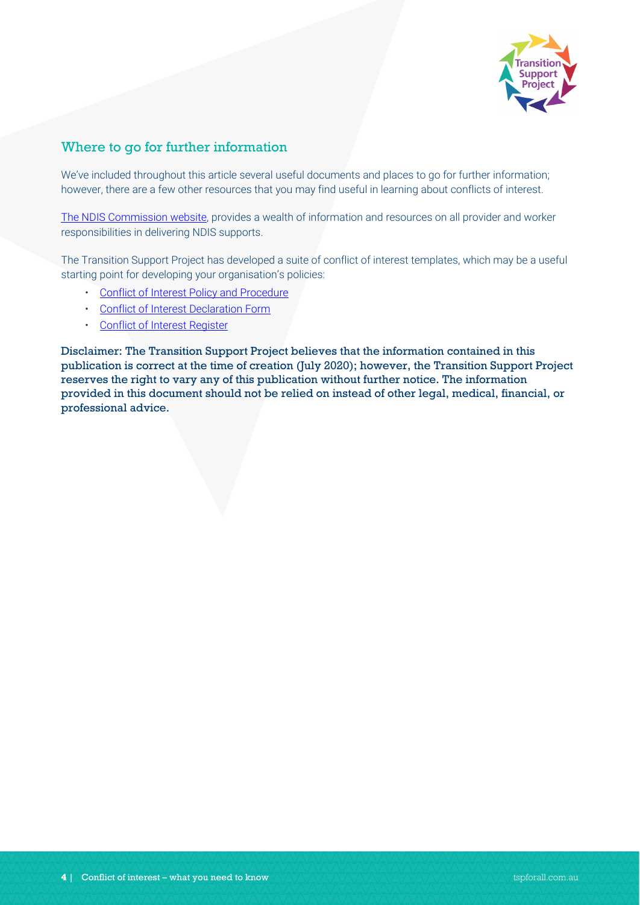## Where to go for further information

We've included throughout this article several useful documents and places to go for further information; however, there are a few other resources that you may find useful in learning about conflicts of interest.

The NDIS Commission website, provides a wealth of information and resources on all provider and worker responsibilities in delivering NDIS supports.

The Transition Support Project has developed a suite of conflict of interest templates, which may be a useful starting point for developing your organisation's policies:

- Conflict of Interest Policy and Procedure
- Conflict of Interest Declaration Form
- Conflict of Interest Register

**Disclaimer: The Transition Support Project believes that the information contained in this publication is correct at the time of creation (July 2020); however, the Transition Support Project reserves the right to vary any of this publication without further notice. The information provided in this document should not be relied on instead of other legal, medical, financial, or professional advice.**